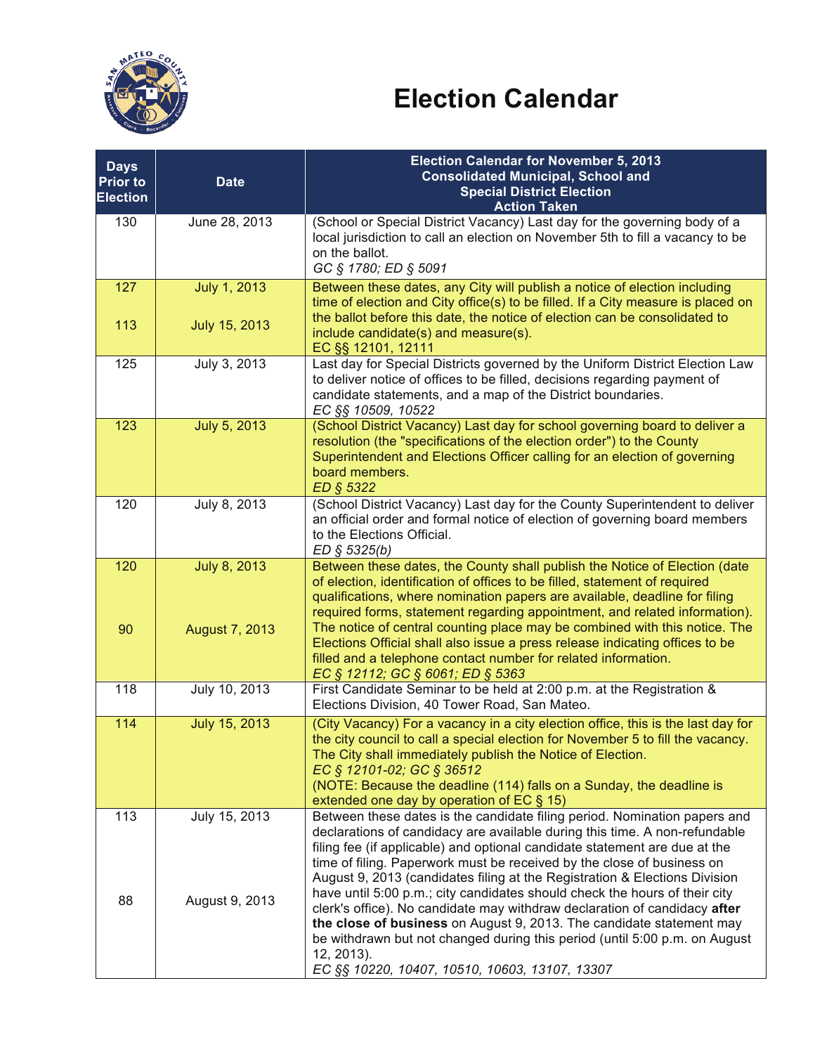# Election Calendar

| Days Prior to Election | Date | Election Calendar for November 5, 2013 Consolidated Municipal, School and Special District Election Action Taken |
|---|---|---|
| 130 | June 28, 2013 | (School or Special District Vacancy) Last day for the governing body of a local jurisdiction to call an election on November 5th to fill a vacancy to be on the ballot. *GC § 1780; ED § 5091* |
| 127<br><br>113 | July 1, 2013<br><br>July 15, 2013 | Between these dates, any City will publish a notice of election including time of election and City office(s) to be filled. If a City measure is placed on the ballot before this date, the notice of election can be consolidated to include candidate(s) and measure(s). EC §§ 12101, 12111 |
| 125 | July 3, 2013 | Last day for Special Districts governed by the Uniform District Election Law to deliver notice of offices to be filled, decisions regarding payment of candidate statements, and a map of the District boundaries. *EC §§ 10509, 10522* |
| 123 | July 5, 2013 | (School District Vacancy) Last day for school governing board to deliver a resolution (the "specifications of the election order") to the County Superintendent and Elections Officer calling for an election of governing board members. *ED § 5322* |
| 120 | July 8, 2013 | (School District Vacancy) Last day for the County Superintendent to deliver an official order and formal notice of election of governing board members to the Elections Official. *ED § 5325(b)* |
| 120<br><br>90 | July 8, 2013<br><br>August 7, 2013 | Between these dates, the County shall publish the Notice of Election (date of election, identification of offices to be filled, statement of required qualifications, where nomination papers are available, deadline for filing required forms, statement regarding appointment, and related information). The notice of central counting place may be combined with this notice. The Elections Official shall also issue a press release indicating offices to be filled and a telephone contact number for related information. *EC § 12112; GC § 6061; ED § 5363* |
| 118 | July 10, 2013 | First Candidate Seminar to be held at 2:00 p.m. at the Registration & Elections Division, 40 Tower Road, San Mateo. |
| 114 | July 15, 2013 | (City Vacancy) For a vacancy in a city election office, this is the last day for the city council to call a special election for November 5 to fill the vacancy. The City shall immediately publish the Notice of Election. *EC § 12101-02; GC § 36512* (NOTE: Because the deadline (114) falls on a Sunday, the deadline is extended one day by operation of EC § 15) |
| 113<br><br>88 | July 15, 2013<br><br>August 9, 2013 | Between these dates is the candidate filing period. Nomination papers and declarations of candidacy are available during this time. A non-refundable filing fee (if applicable) and optional candidate statement are due at the time of filing. Paperwork must be received by the close of business on August 9, 2013 (candidates filing at the Registration & Elections Division have until 5:00 p.m.; city candidates should check the hours of their city clerk's office). No candidate may withdraw declaration of candidacy **after the close of business** on August 9, 2013. The candidate statement may be withdrawn but not changed during this period (until 5:00 p.m. on August 12, 2013). *EC §§ 10220, 10407, 10510, 10603, 13107, 13307* |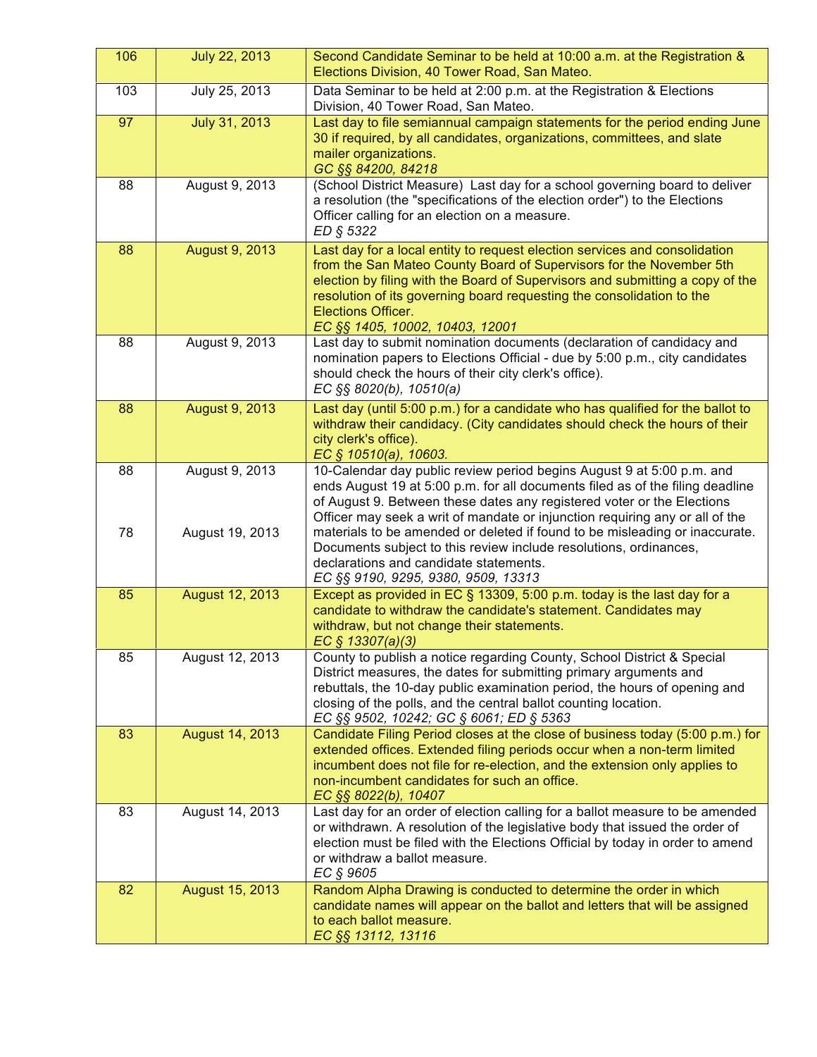| | | |
|---|---|---|
| 106 | July 22, 2013 | Second Candidate Seminar to be held at 10:00 a.m. at the Registration & Elections Division, 40 Tower Road, San Mateo. |
| 103 | July 25, 2013 | Data Seminar to be held at 2:00 p.m. at the Registration & Elections Division, 40 Tower Road, San Mateo. |
| 97 | July 31, 2013 | Last day to file semiannual campaign statements for the period ending June 30 if required, by all candidates, organizations, committees, and slate mailer organizations.<br>*GC §§ 84200, 84218* |
| 88 | August 9, 2013 | (School District Measure) Last day for a school governing board to deliver a resolution (the "specifications of the election order") to the Elections Officer calling for an election on a measure.<br>*ED § 5322* |
| 88 | August 9, 2013 | Last day for a local entity to request election services and consolidation from the San Mateo County Board of Supervisors for the November 5th election by filing with the Board of Supervisors and submitting a copy of the resolution of its governing board requesting the consolidation to the Elections Officer.<br>*EC §§ 1405, 10002, 10403, 12001* |
| 88 | August 9, 2013 | Last day to submit nomination documents (declaration of candidacy and nomination papers to Elections Official - due by 5:00 p.m., city candidates should check the hours of their city clerk's office).<br>*EC §§ 8020(b), 10510(a)* |
| 88 | August 9, 2013 | Last day (until 5:00 p.m.) for a candidate who has qualified for the ballot to withdraw their candidacy. (City candidates should check the hours of their city clerk's office).<br>*EC § 10510(a), 10603.* |
| 88<br><br>78 | August 9, 2013<br><br>August 19, 2013 | 10-Calendar day public review period begins August 9 at 5:00 p.m. and ends August 19 at 5:00 p.m. for all documents filed as of the filing deadline of August 9. Between these dates any registered voter or the Elections Officer may seek a writ of mandate or injunction requiring any or all of the materials to be amended or deleted if found to be misleading or inaccurate. Documents subject to this review include resolutions, ordinances, declarations and candidate statements.<br>*EC §§ 9190, 9295, 9380, 9509, 13313* |
| 85 | August 12, 2013 | Except as provided in EC § 13309, 5:00 p.m. today is the last day for a candidate to withdraw the candidate's statement. Candidates may withdraw, but not change their statements.<br>*EC § 13307(a)(3)* |
| 85 | August 12, 2013 | County to publish a notice regarding County, School District & Special District measures, the dates for submitting primary arguments and rebuttals, the 10-day public examination period, the hours of opening and closing of the polls, and the central ballot counting location.<br>*EC §§ 9502, 10242; GC § 6061; ED § 5363* |
| 83 | August 14, 2013 | Candidate Filing Period closes at the close of business today (5:00 p.m.) for extended offices. Extended filing periods occur when a non-term limited incumbent does not file for re-election, and the extension only applies to non-incumbent candidates for such an office.<br>*EC §§ 8022(b), 10407* |
| 83 | August 14, 2013 | Last day for an order of election calling for a ballot measure to be amended or withdrawn. A resolution of the legislative body that issued the order of election must be filed with the Elections Official by today in order to amend or withdraw a ballot measure.<br>*EC § 9605* |
| 82 | August 15, 2013 | Random Alpha Drawing is conducted to determine the order in which candidate names will appear on the ballot and letters that will be assigned to each ballot measure.<br>*EC §§ 13112, 13116* |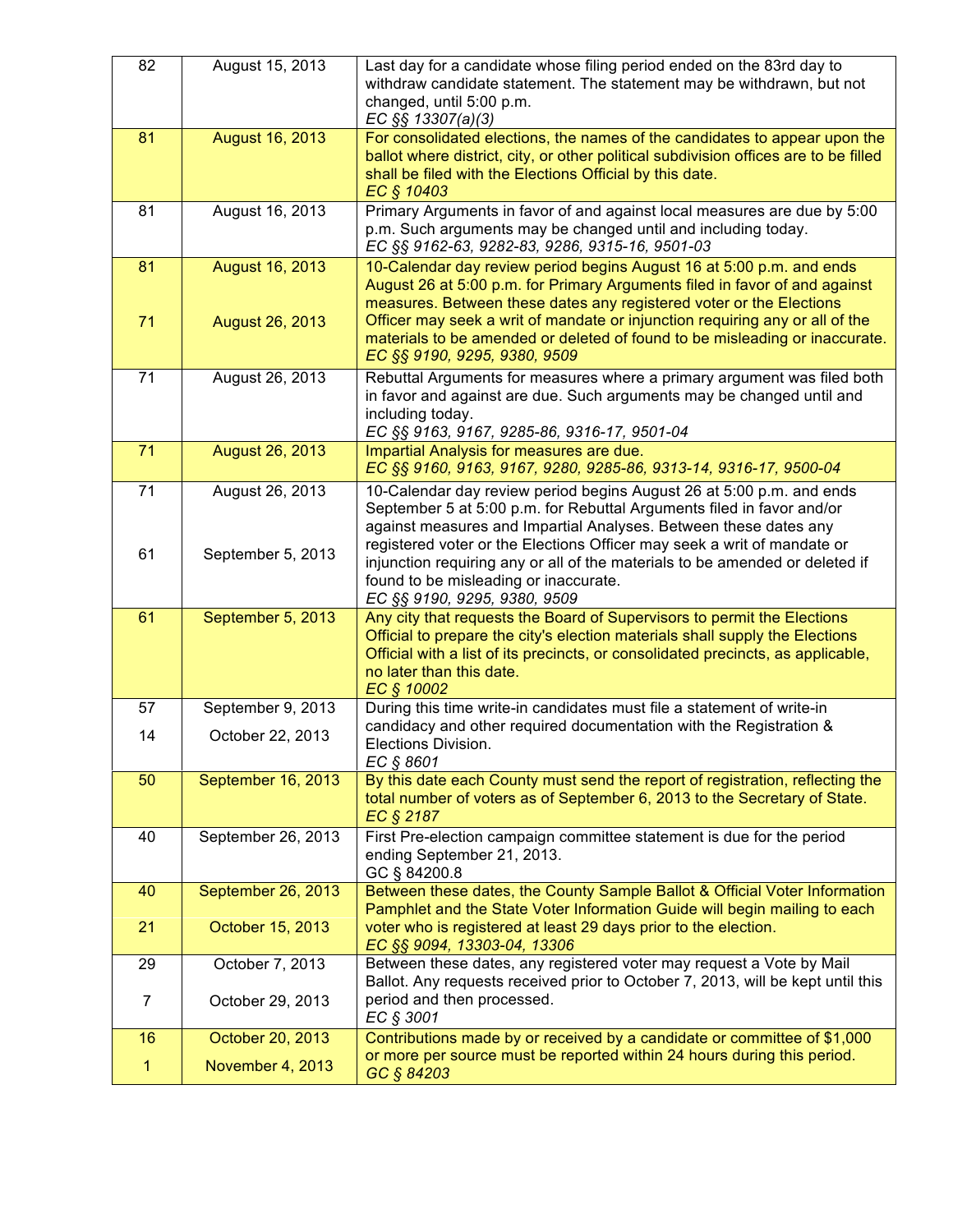| | | |
|---|---|---|
| 82 | August 15, 2013 | Last day for a candidate whose filing period ended on the 83rd day to withdraw candidate statement. The statement may be withdrawn, but not changed, until 5:00 p.m.<br>*EC §§ 13307(a)(3)* |
| 81 | August 16, 2013 | For consolidated elections, the names of the candidates to appear upon the ballot where district, city, or other political subdivision offices are to be filled shall be filed with the Elections Official by this date.<br>*EC § 10403* |
| 81 | August 16, 2013 | Primary Arguments in favor of and against local measures are due by 5:00 p.m. Such arguments may be changed until and including today.<br>*EC §§ 9162-63, 9282-83, 9286, 9315-16, 9501-03* |
| 81<br><br>71 | August 16, 2013<br><br>August 26, 2013 | 10-Calendar day review period begins August 16 at 5:00 p.m. and ends August 26 at 5:00 p.m. for Primary Arguments filed in favor of and against measures. Between these dates any registered voter or the Elections Officer may seek a writ of mandate or injunction requiring any or all of the materials to be amended or deleted of found to be misleading or inaccurate.<br>*EC §§ 9190, 9295, 9380, 9509* |
| 71 | August 26, 2013 | Rebuttal Arguments for measures where a primary argument was filed both in favor and against are due. Such arguments may be changed until and including today.<br>*EC §§ 9163, 9167, 9285-86, 9316-17, 9501-04* |
| 71 | August 26, 2013 | Impartial Analysis for measures are due.<br>*EC §§ 9160, 9163, 9167, 9280, 9285-86, 9313-14, 9316-17, 9500-04* |
| 71<br><br>61 | August 26, 2013<br><br>September 5, 2013 | 10-Calendar day review period begins August 26 at 5:00 p.m. and ends September 5 at 5:00 p.m. for Rebuttal Arguments filed in favor and/or against measures and Impartial Analyses. Between these dates any registered voter or the Elections Officer may seek a writ of mandate or injunction requiring any or all of the materials to be amended or deleted if found to be misleading or inaccurate.<br>*EC §§ 9190, 9295, 9380, 9509* |
| 61 | September 5, 2013 | Any city that requests the Board of Supervisors to permit the Elections Official to prepare the city's election materials shall supply the Elections Official with a list of its precincts, or consolidated precincts, as applicable, no later than this date.<br>*EC § 10002* |
| 57<br><br>14 | September 9, 2013<br><br>October 22, 2013 | During this time write-in candidates must file a statement of write-in candidacy and other required documentation with the Registration & Elections Division.<br>*EC § 8601* |
| 50 | September 16, 2013 | By this date each County must send the report of registration, reflecting the total number of voters as of September 6, 2013 to the Secretary of State.<br>*EC § 2187* |
| 40 | September 26, 2013 | First Pre-election campaign committee statement is due for the period ending September 21, 2013.<br>GC § 84200.8 |
| 40<br><br>21 | September 26, 2013<br><br>October 15, 2013 | Between these dates, the County Sample Ballot & Official Voter Information Pamphlet and the State Voter Information Guide will begin mailing to each voter who is registered at least 29 days prior to the election.<br>*EC §§ 9094, 13303-04, 13306* |
| 29<br><br>7 | October 7, 2013<br><br>October 29, 2013 | Between these dates, any registered voter may request a Vote by Mail Ballot. Any requests received prior to October 7, 2013, will be kept until this period and then processed.<br>*EC § 3001* |
| 16<br><br>1 | October 20, 2013<br><br>November 4, 2013 | Contributions made by or received by a candidate or committee of $1,000 or more per source must be reported within 24 hours during this period.<br>*GC § 84203* |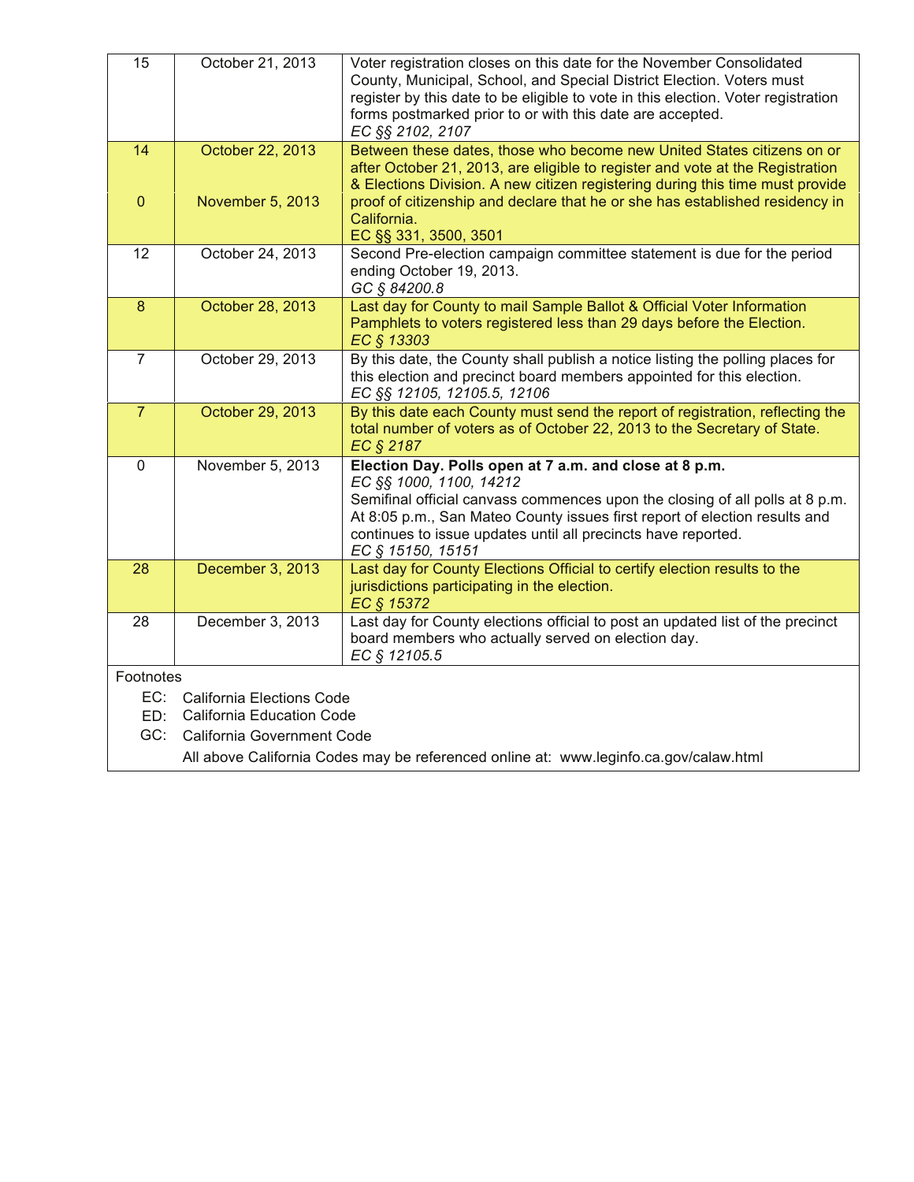| | | |
|---|---|---|
| 15 | October 21, 2013 | Voter registration closes on this date for the November Consolidated County, Municipal, School, and Special District Election. Voters must register by this date to be eligible to vote in this election. Voter registration forms postmarked prior to or with this date are accepted. *EC §§ 2102, 2107* |
| 14<br>0 | October 22, 2013<br>November 5, 2013 | Between these dates, those who become new United States citizens on or after October 21, 2013, are eligible to register and vote at the Registration & Elections Division. A new citizen registering during this time must provide proof of citizenship and declare that he or she has established residency in California. EC §§ 331, 3500, 3501 |
| 12 | October 24, 2013 | Second Pre-election campaign committee statement is due for the period ending October 19, 2013. *GC § 84200.8* |
| 8 | October 28, 2013 | Last day for County to mail Sample Ballot & Official Voter Information Pamphlets to voters registered less than 29 days before the Election. *EC § 13303* |
| 7 | October 29, 2013 | By this date, the County shall publish a notice listing the polling places for this election and precinct board members appointed for this election. *EC §§ 12105, 12105.5, 12106* |
| 7 | October 29, 2013 | By this date each County must send the report of registration, reflecting the total number of voters as of October 22, 2013 to the Secretary of State. *EC § 2187* |
| 0 | November 5, 2013 | **Election Day. Polls open at 7 a.m. and close at 8 p.m.** *EC §§ 1000, 1100, 14212* Semifinal official canvass commences upon the closing of all polls at 8 p.m. At 8:05 p.m., San Mateo County issues first report of election results and continues to issue updates until all precincts have reported. *EC § 15150, 15151* |
| 28 | December 3, 2013 | Last day for County Elections Official to certify election results to the jurisdictions participating in the election. *EC § 15372* |
| 28 | December 3, 2013 | Last day for County elections official to post an updated list of the precinct board members who actually served on election day. *EC § 12105.5* |

Footnotes

EC: California Elections Code
ED: California Education Code
GC: California Government Code

All above California Codes may be referenced online at: www.leginfo.ca.gov/calaw.html